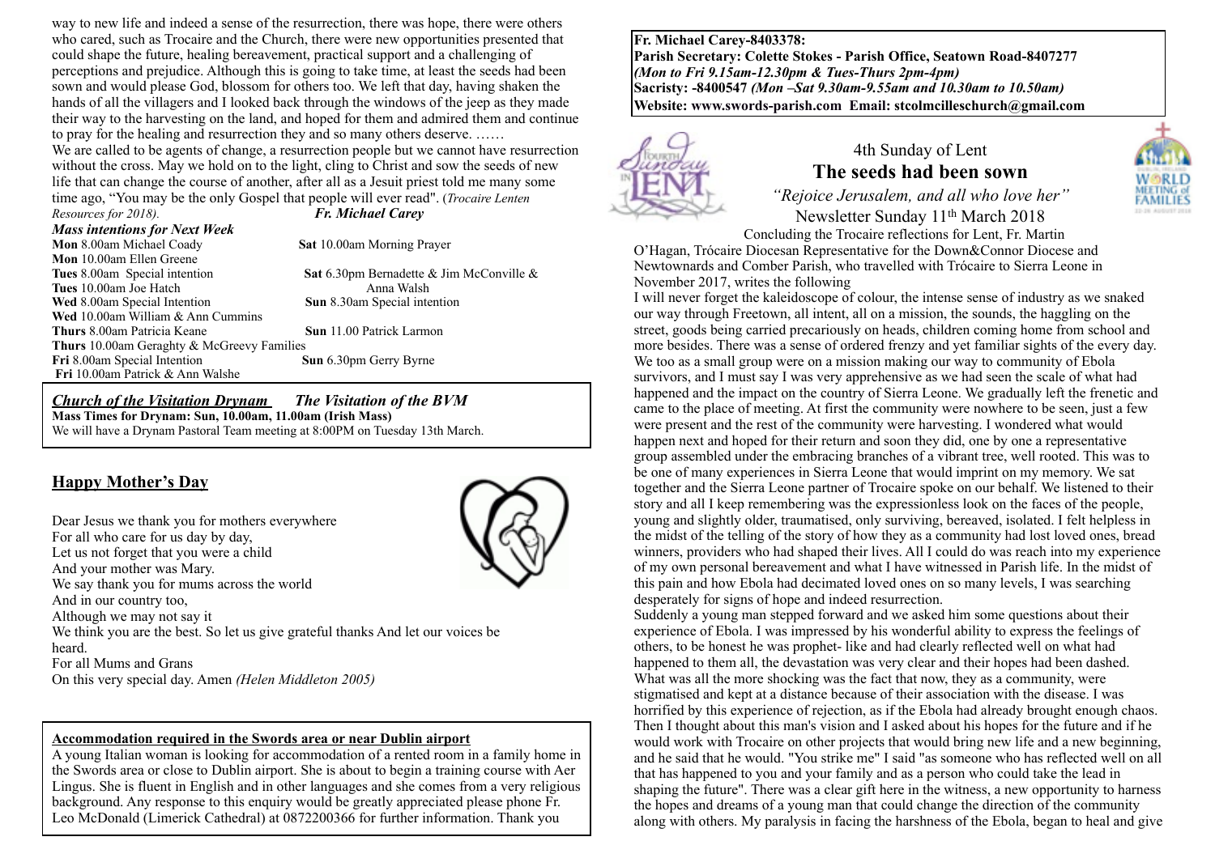way to new life and indeed a sense of the resurrection, there was hope, there were others who cared, such as Trocaire and the Church, there were new opportunities presented that could shape the future, healing bereavement, practical support and a challenging of perceptions and prejudice. Although this is going to take time, at least the seeds had been sown and would please God, blossom for others too. We left that day, having shaken the hands of all the villagers and I looked back through the windows of the jeep as they made their way to the harvesting on the land, and hoped for them and admired them and continue to pray for the healing and resurrection they and so many others deserve. ……

We are called to be agents of change, a resurrection people but we cannot have resurrection without the cross. May we hold on to the light, cling to Christ and sow the seeds of new life that can change the course of another, after all as a Jesuit priest told me many some time ago, "You may be the only Gospel that people will ever read". (*Trocaire Lenten Resources for 2018).* ***Fr. Michael Carey***

***Mass intentions for Next Week***

**Mon** 8.00am Michael Coady
**Mon** 10.00am Ellen Greene
**Tues** 8.00am Special intention
**Tues** 10.00am Joe Hatch
**Wed** 8.00am Special Intention
**Wed** 10.00am William & Ann Cummins
**Thurs** 8.00am Patricia Keane
**Thurs** 10.00am Geraghty & McGreevy Families
**Fri** 8.00am Special Intention
**Fri** 10.00am Patrick & Ann Walshe
**Sat** 10.00am Morning Prayer
**Sat** 6.30pm Bernadette & Jim McConville & Anna Walsh
**Sun** 8.30am Special intention
**Sun** 11.00 Patrick Larmon
**Sun** 6.30pm Gerry Byrne

***Church of the Visitation Drynam*** ***The Visitation of the BVM***

**Mass Times for Drynam: Sun, 10.00am, 11.00am (Irish Mass)**

We will have a Drynam Pastoral Team meeting at 8:00PM on Tuesday 13th March.

## Happy Mother's Day

Dear Jesus we thank you for mothers everywhere
For all who care for us day by day,
Let us not forget that you were a child
And your mother was Mary.
We say thank you for mums across the world
And in our country too,
Although we may not say it
We think you are the best. So let us give grateful thanks And let our voices be heard.
For all Mums and Grans
On this very special day. Amen *(Helen Middleton 2005)*

**Accommodation required in the Swords area or near Dublin airport**

A young Italian woman is looking for accommodation of a rented room in a family home in the Swords area or close to Dublin airport. She is about to begin a training course with Aer Lingus. She is fluent in English and in other languages and she comes from a very religious background. Any response to this enquiry would be greatly appreciated please phone Fr. Leo McDonald (Limerick Cathedral) at 0872200366 for further information. Thank you

**Fr. Michael Carey-8403378:**
**Parish Secretary: Colette Stokes - Parish Office, Seatown Road-8407277**
***(Mon to Fri 9.15am-12.30pm & Tues-Thurs 2pm-4pm)***
**Sacristy: -8400547** ***(Mon –Sat 9.30am-9.55am and 10.30am to 10.50am)***
**Website: www.swords-parish.com Email: stcolmcilleschurch@gmail.com**

# 4th Sunday of Lent

## The seeds had been sown

*"Rejoice Jerusalem, and all who love her"*

Newsletter Sunday 11th March 2018

Concluding the Trocaire reflections for Lent, Fr. Martin O'Hagan, Trócaire Diocesan Representative for the Down&Connor Diocese and Newtownards and Comber Parish, who travelled with Trócaire to Sierra Leone in November 2017, writes the following

I will never forget the kaleidoscope of colour, the intense sense of industry as we snaked our way through Freetown, all intent, all on a mission, the sounds, the haggling on the street, goods being carried precariously on heads, children coming home from school and more besides. There was a sense of ordered frenzy and yet familiar sights of the every day. We too as a small group were on a mission making our way to community of Ebola survivors, and I must say I was very apprehensive as we had seen the scale of what had happened and the impact on the country of Sierra Leone. We gradually left the frenetic and came to the place of meeting. At first the community were nowhere to be seen, just a few were present and the rest of the community were harvesting. I wondered what would happen next and hoped for their return and soon they did, one by one a representative group assembled under the embracing branches of a vibrant tree, well rooted. This was to be one of many experiences in Sierra Leone that would imprint on my memory. We sat together and the Sierra Leone partner of Trocaire spoke on our behalf. We listened to their story and all I keep remembering was the expressionless look on the faces of the people, young and slightly older, traumatised, only surviving, bereaved, isolated. I felt helpless in the midst of the telling of the story of how they as a community had lost loved ones, bread winners, providers who had shaped their lives. All I could do was reach into my experience of my own personal bereavement and what I have witnessed in Parish life. In the midst of this pain and how Ebola had decimated loved ones on so many levels, I was searching desperately for signs of hope and indeed resurrection.

Suddenly a young man stepped forward and we asked him some questions about their experience of Ebola. I was impressed by his wonderful ability to express the feelings of others, to be honest he was prophet- like and had clearly reflected well on what had happened to them all, the devastation was very clear and their hopes had been dashed. What was all the more shocking was the fact that now, they as a community, were stigmatised and kept at a distance because of their association with the disease. I was horrified by this experience of rejection, as if the Ebola had already brought enough chaos. Then I thought about this man's vision and I asked about his hopes for the future and if he would work with Trocaire on other projects that would bring new life and a new beginning, and he said that he would. "You strike me" I said "as someone who has reflected well on all that has happened to you and your family and as a person who could take the lead in shaping the future". There was a clear gift here in the witness, a new opportunity to harness the hopes and dreams of a young man that could change the direction of the community along with others. My paralysis in facing the harshness of the Ebola, began to heal and give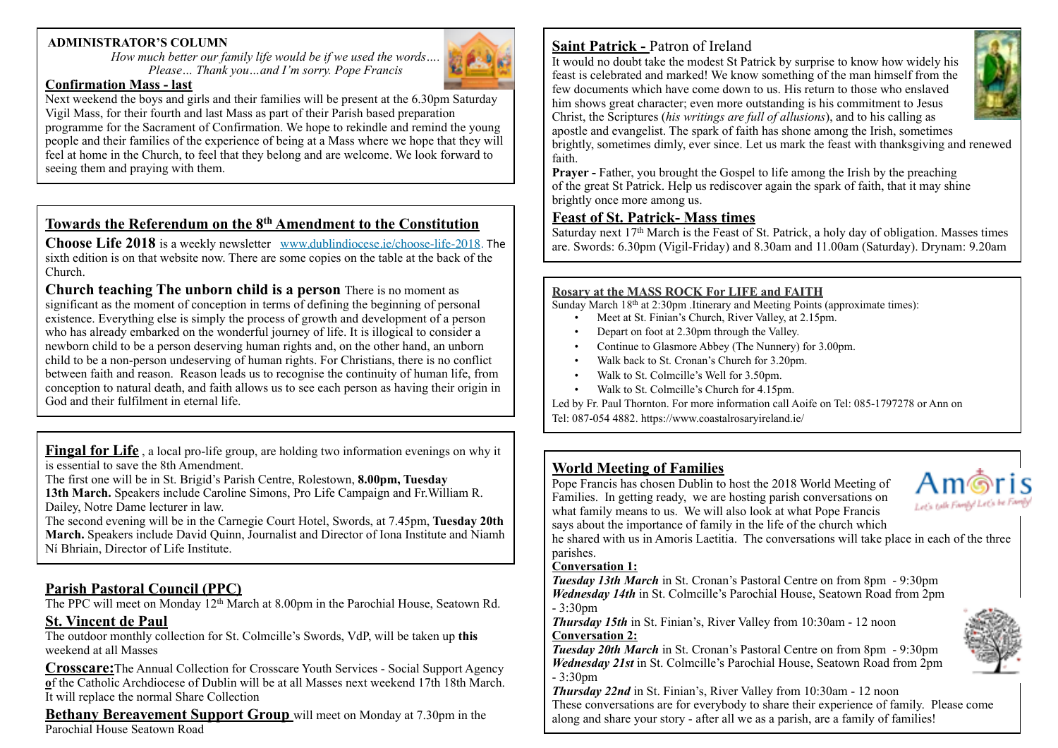**ADMINISTRATOR'S COLUMN**

*How much better our family life would be if we used the words…. Please… Thank you…and I'm sorry. Pope Francis*

## Confirmation Mass - last

Next weekend the boys and girls and their families will be present at the 6.30pm Saturday Vigil Mass, for their fourth and last Mass as part of their Parish based preparation programme for the Sacrament of Confirmation. We hope to rekindle and remind the young people and their families of the experience of being at a Mass where we hope that they will feel at home in the Church, to feel that they belong and are welcome. We look forward to seeing them and praying with them.

## Towards the Referendum on the 8th Amendment to the Constitution

**Choose Life 2018** is a weekly newsletter www.dublindiocese.ie/choose-life-2018. The sixth edition is on that website now. There are some copies on the table at the back of the Church.

**Church teaching The unborn child is a person** There is no moment as significant as the moment of conception in terms of defining the beginning of personal existence. Everything else is simply the process of growth and development of a person who has already embarked on the wonderful journey of life. It is illogical to consider a newborn child to be a person deserving human rights and, on the other hand, an unborn child to be a non-person undeserving of human rights. For Christians, there is no conflict between faith and reason. Reason leads us to recognise the continuity of human life, from conception to natural death, and faith allows us to see each person as having their origin in God and their fulfilment in eternal life.

**Fingal for Life**, a local pro-life group, are holding two information evenings on why it is essential to save the 8th Amendment.

The first one will be in St. Brigid's Parish Centre, Rolestown, **8.00pm, Tuesday 13th March.** Speakers include Caroline Simons, Pro Life Campaign and Fr.William R. Dailey, Notre Dame lecturer in law.

The second evening will be in the Carnegie Court Hotel, Swords, at 7.45pm, **Tuesday 20th March.** Speakers include David Quinn, Journalist and Director of Iona Institute and Niamh Ní Bhriain, Director of Life Institute.

## Parish Pastoral Council (PPC)

The PPC will meet on Monday 12th March at 8.00pm in the Parochial House, Seatown Rd.

## St. Vincent de Paul

The outdoor monthly collection for St. Colmcille's Swords, VdP, will be taken up **this** weekend at all Masses

**Crosscare:** The Annual Collection for Crosscare Youth Services - Social Support Agency of the Catholic Archdiocese of Dublin will be at all Masses next weekend 17th 18th March. It will replace the normal Share Collection

**Bethany Bereavement Support Group** will meet on Monday at 7.30pm in the Parochial House Seatown Road

## Saint Patrick - Patron of Ireland

It would no doubt take the modest St Patrick by surprise to know how widely his feast is celebrated and marked! We know something of the man himself from the few documents which have come down to us. His return to those who enslaved him shows great character; even more outstanding is his commitment to Jesus Christ, the Scriptures (*his writings are full of allusions*), and to his calling as apostle and evangelist. The spark of faith has shone among the Irish, sometimes brightly, sometimes dimly, ever since. Let us mark the feast with thanksgiving and renewed faith.

**Prayer -** Father, you brought the Gospel to life among the Irish by the preaching of the great St Patrick. Help us rediscover again the spark of faith, that it may shine brightly once more among us.

## Feast of St. Patrick- Mass times

Saturday next 17th March is the Feast of St. Patrick, a holy day of obligation. Masses times are. Swords: 6.30pm (Vigil-Friday) and 8.30am and 11.00am (Saturday). Drynam: 9.20am

**Rosary at the MASS ROCK For LIFE and FAITH**

Sunday March 18th at 2:30pm .Itinerary and Meeting Points (approximate times):

- Meet at St. Finian's Church, River Valley, at 2.15pm.
- Depart on foot at 2.30pm through the Valley.
- Continue to Glasmore Abbey (The Nunnery) for 3.00pm.
- Walk back to St. Cronan's Church for 3.20pm.
- Walk to St. Colmcille's Well for 3.50pm.
- Walk to St. Colmcille's Church for 4.15pm.

Led by Fr. Paul Thornton. For more information call Aoife on Tel: 085-1797278 or Ann on Tel: 087-054 4882. https://www.coastalrosaryireland.ie/

## World Meeting of Families

Pope Francis has chosen Dublin to host the 2018 World Meeting of Families. In getting ready, we are hosting parish conversations on what family means to us. We will also look at what Pope Francis says about the importance of family in the life of the church which he shared with us in Amoris Laetitia. The conversations will take place in each of the three parishes.

**Conversation 1:**

***Tuesday 13th March*** in St. Cronan's Pastoral Centre on from 8pm - 9:30pm
***Wednesday 14th*** in St. Colmcille's Parochial House, Seatown Road from 2pm - 3:30pm
***Thursday 15th*** in St. Finian's, River Valley from 10:30am - 12 noon

**Conversation 2:**

***Tuesday 20th March*** in St. Cronan's Pastoral Centre on from 8pm - 9:30pm
***Wednesday 21st*** in St. Colmcille's Parochial House, Seatown Road from 2pm - 3:30pm
***Thursday 22nd*** in St. Finian's, River Valley from 10:30am - 12 noon

These conversations are for everybody to share their experience of family. Please come along and share your story - after all we as a parish, are a family of families!